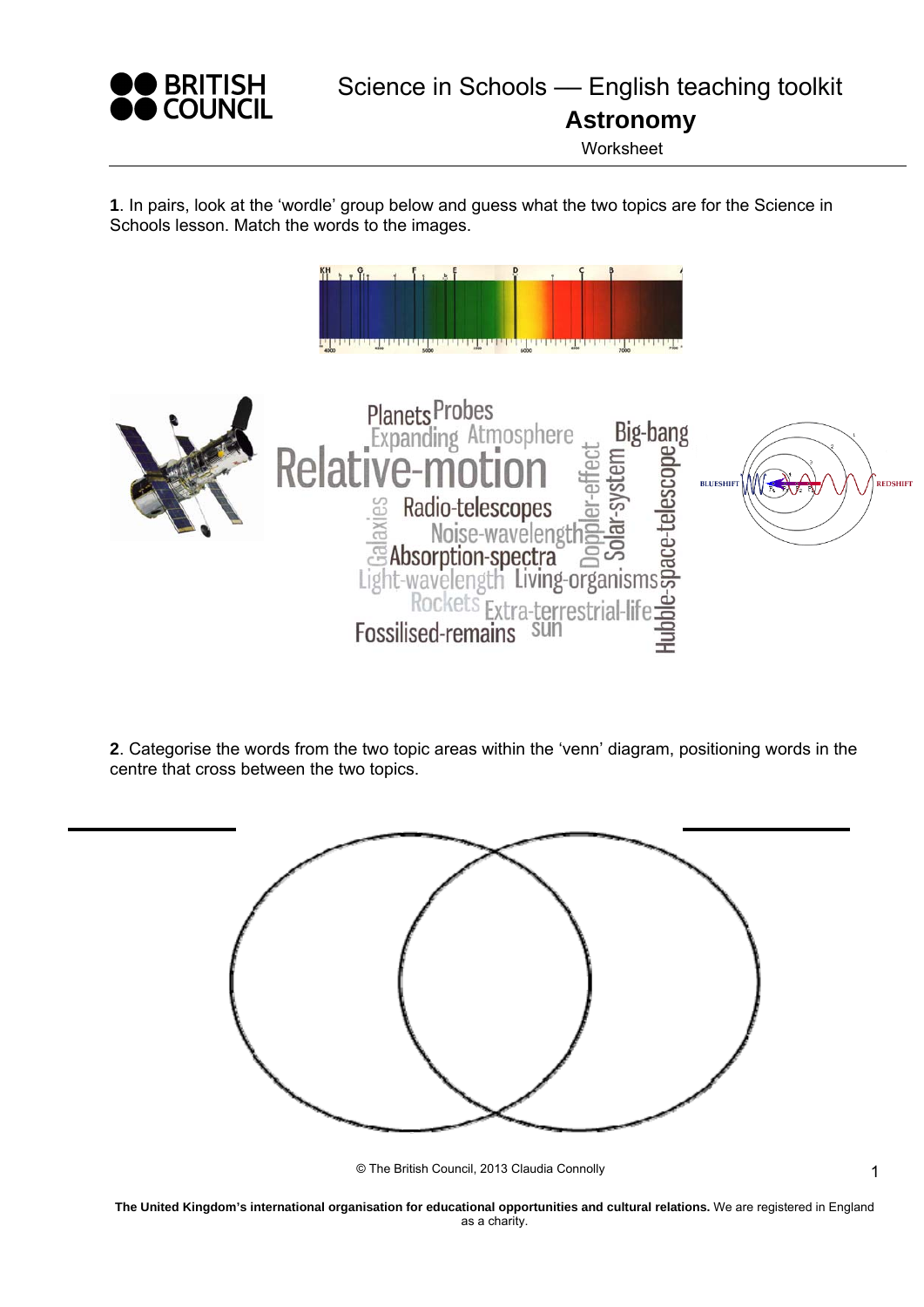# Science in Schools — English teaching toolkit

## Astronomy

Worksheet

**1**. In pairs, look at the 'wordle' group below and guess what the two topics are for the Science in Schools lesson. Match the words to the images.

Planets Probes
Expanding Atmosphere
Relative-motion
Big-bang
Doppler-effect
Solar-system
Hubble-space-telescope
Galaxies
Radio-telescopes
Noise-wavelength
Absorption-spectra
Light-wavelength
Living-organisms
Rockets
Extra-terrestrial-life
Fossilised-remains
sun

**2**. Categorise the words from the two topic areas within the 'venn' diagram, positioning words in the centre that cross between the two topics.

© The British Council, 2013 Claudia Connolly

**The United Kingdom's international organisation for educational opportunities and cultural relations.** We are registered in England as a charity.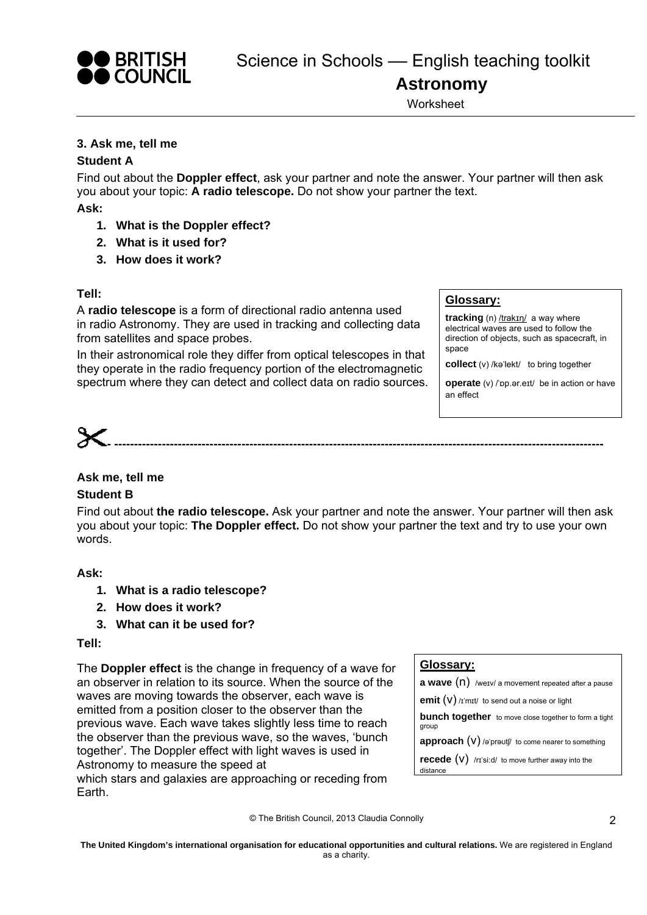### 3. Ask me, tell me

**Student A**

Find out about the **Doppler effect**, ask your partner and note the answer. Your partner will then ask you about your topic: **A radio telescope.** Do not show your partner the text.

**Ask:**

1. **What is the Doppler effect?**
2. **What is it used for?**
3. **How does it work?**

**Tell:**

A **radio telescope** is a form of directional radio antenna used in radio Astronomy. They are used in tracking and collecting data from satellites and space probes.

In their astronomical role they differ from optical telescopes in that they operate in the radio frequency portion of the electromagnetic spectrum where they can detect and collect data on radio sources.

**Glossary:**

**tracking** (n) /trakɪŋ/ a way where electrical waves are used to follow the direction of objects, such as spacecraft, in space

**collect** (v) /kəˈlekt/ to bring together

**operate** (v) /ˈɒp.ər.eɪt/ be in action or have an effect

---

### Ask me, tell me

**Student B**

Find out about **the radio telescope.** Ask your partner and note the answer. Your partner will then ask you about your topic: **The Doppler effect.** Do not show your partner the text and try to use your own words.

**Ask:**

1. **What is a radio telescope?**
2. **How does it work?**
3. **What can it be used for?**

**Tell:**

The **Doppler effect** is the change in frequency of a wave for an observer in relation to its source. When the source of the waves are moving towards the observer, each wave is emitted from a position closer to the observer than the previous wave. Each wave takes slightly less time to reach the observer than the previous wave, so the waves, 'bunch together'. The Doppler effect with light waves is used in Astronomy to measure the speed at which stars and galaxies are approaching or receding from Earth.

**Glossary:**

**a wave** (n) /weɪv/ a movement repeated after a pause

**emit** (v) /ɪˈmɪt/ to send out a noise or light

**bunch together** to move close together to form a tight group

**approach** (v) /əˈprəʊtʃ/ to come nearer to something

**recede** (v) /rɪˈsiːd/ to move further away into the distance

© The British Council, 2013 Claudia Connolly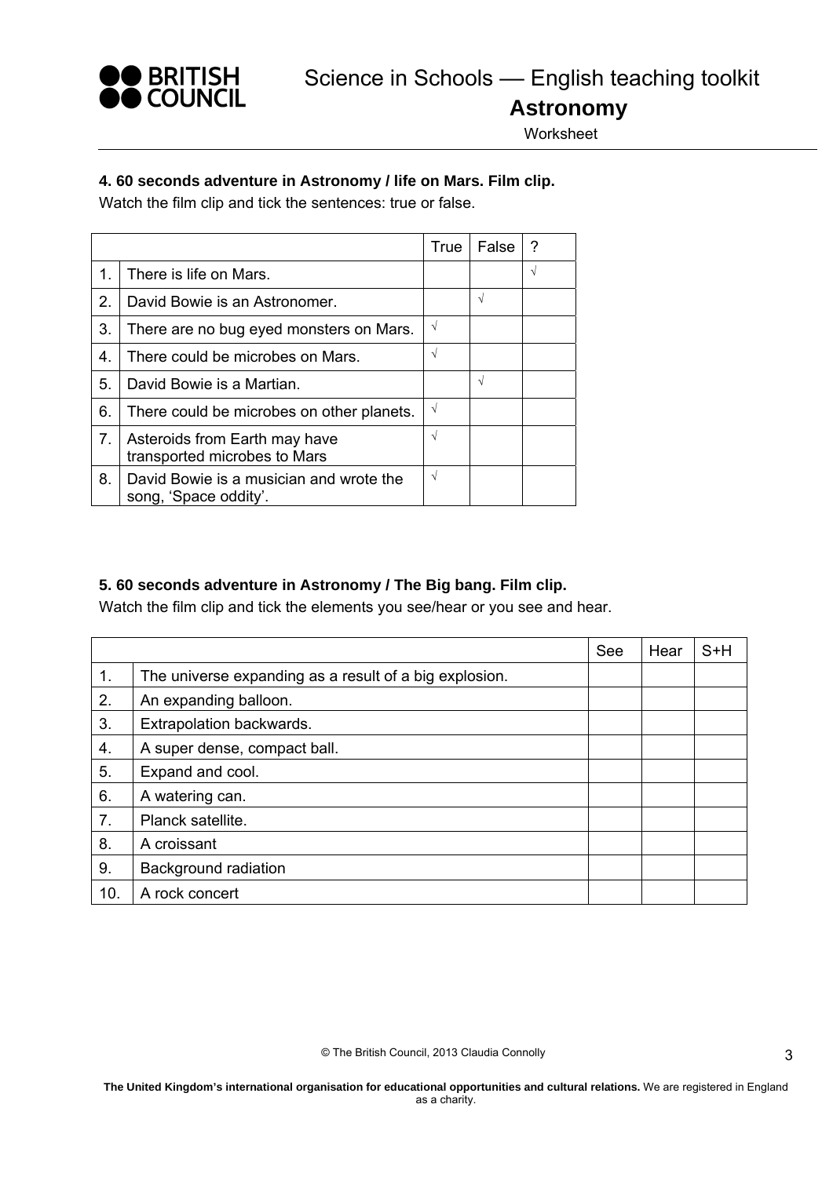#### 4. 60 seconds adventure in Astronomy / life on Mars. Film clip.

Watch the film clip and tick the sentences: true or false.

| | | True | False | ? |
|---|---|---|---|---|
| 1. | There is life on Mars. | | | √ |
| 2. | David Bowie is an Astronomer. | | √ | |
| 3. | There are no bug eyed monsters on Mars. | √ | | |
| 4. | There could be microbes on Mars. | √ | | |
| 5. | David Bowie is a Martian. | | √ | |
| 6. | There could be microbes on other planets. | √ | | |
| 7. | Asteroids from Earth may have transported microbes to Mars | √ | | |
| 8. | David Bowie is a musician and wrote the song, 'Space oddity'. | √ | | |

#### 5. 60 seconds adventure in Astronomy / The Big bang. Film clip.

Watch the film clip and tick the elements you see/hear or you see and hear.

| | | See | Hear | S+H |
|---|---|---|---|---|
| 1. | The universe expanding as a result of a big explosion. | | | |
| 2. | An expanding balloon. | | | |
| 3. | Extrapolation backwards. | | | |
| 4. | A super dense, compact ball. | | | |
| 5. | Expand and cool. | | | |
| 6. | A watering can. | | | |
| 7. | Planck satellite. | | | |
| 8. | A croissant | | | |
| 9. | Background radiation | | | |
| 10. | A rock concert | | | |

© The British Council, 2013 Claudia Connolly

**The United Kingdom's international organisation for educational opportunities and cultural relations.** We are registered in England as a charity.